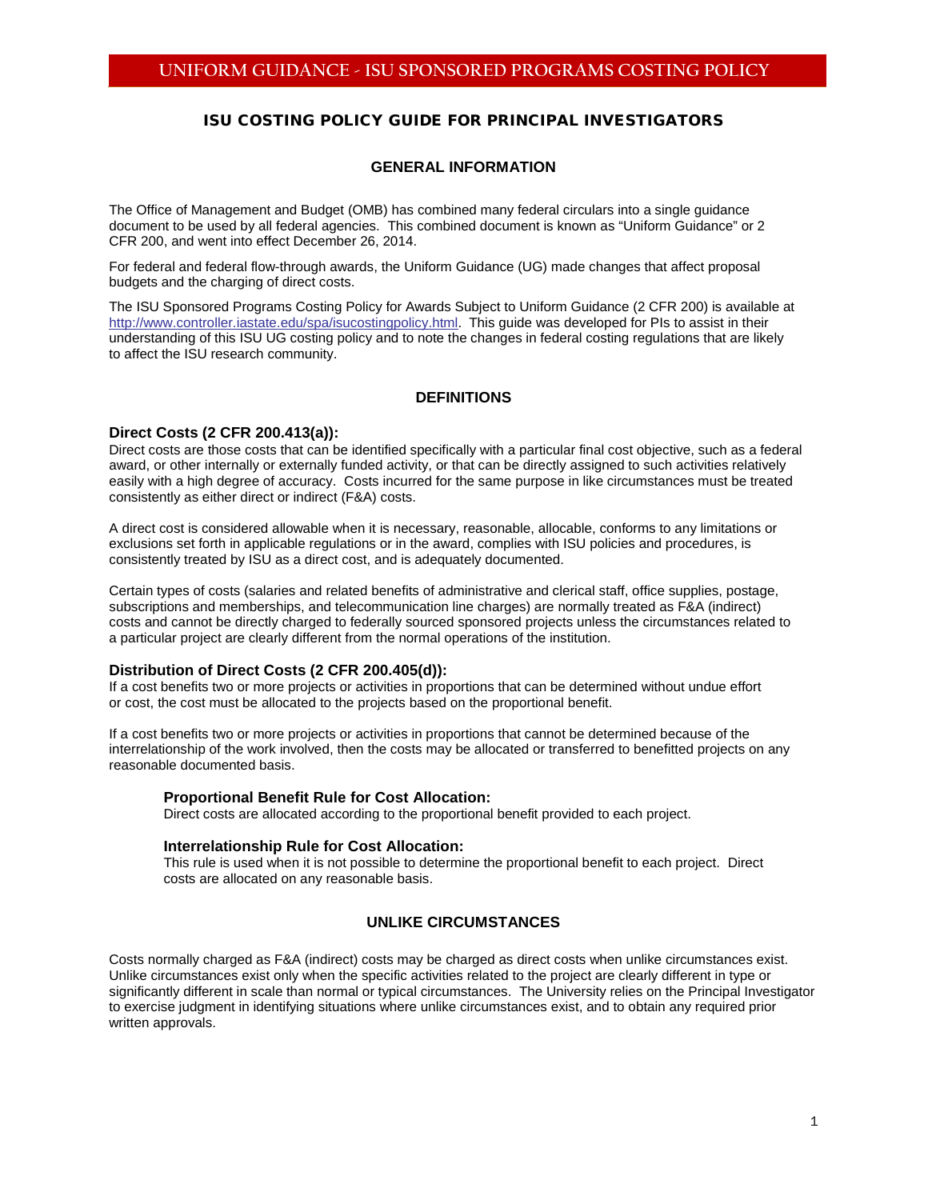# UNIFORM GUIDANCE - ISU SPONSORED PROGRAMS COSTING POLICY

## ISU COSTING POLICY GUIDE FOR PRINCIPAL INVESTIGATORS

### GENERAL INFORMATION

The Office of Management and Budget (OMB) has combined many federal circulars into a single guidance document to be used by all federal agencies. This combined document is known as "Uniform Guidance" or 2 CFR 200, and went into effect December 26, 2014.

For federal and federal flow-through awards, the Uniform Guidance (UG) made changes that affect proposal budgets and the charging of direct costs.

The ISU Sponsored Programs Costing Policy for Awards Subject to Uniform Guidance (2 CFR 200) is available at http://www.controller.iastate.edu/spa/isucostingpolicy.html. This guide was developed for PIs to assist in their understanding of this ISU UG costing policy and to note the changes in federal costing regulations that are likely to affect the ISU research community.

### DEFINITIONS

**Direct Costs (2 CFR 200.413(a)):**
Direct costs are those costs that can be identified specifically with a particular final cost objective, such as a federal award, or other internally or externally funded activity, or that can be directly assigned to such activities relatively easily with a high degree of accuracy. Costs incurred for the same purpose in like circumstances must be treated consistently as either direct or indirect (F&A) costs.

A direct cost is considered allowable when it is necessary, reasonable, allocable, conforms to any limitations or exclusions set forth in applicable regulations or in the award, complies with ISU policies and procedures, is consistently treated by ISU as a direct cost, and is adequately documented.

Certain types of costs (salaries and related benefits of administrative and clerical staff, office supplies, postage, subscriptions and memberships, and telecommunication line charges) are normally treated as F&A (indirect) costs and cannot be directly charged to federally sourced sponsored projects unless the circumstances related to a particular project are clearly different from the normal operations of the institution.

**Distribution of Direct Costs (2 CFR 200.405(d)):**
If a cost benefits two or more projects or activities in proportions that can be determined without undue effort or cost, the cost must be allocated to the projects based on the proportional benefit.

If a cost benefits two or more projects or activities in proportions that cannot be determined because of the interrelationship of the work involved, then the costs may be allocated or transferred to benefitted projects on any reasonable documented basis.

> **Proportional Benefit Rule for Cost Allocation:**
> Direct costs are allocated according to the proportional benefit provided to each project.
>
> **Interrelationship Rule for Cost Allocation:**
> This rule is used when it is not possible to determine the proportional benefit to each project. Direct costs are allocated on any reasonable basis.

### UNLIKE CIRCUMSTANCES

Costs normally charged as F&A (indirect) costs may be charged as direct costs when unlike circumstances exist. Unlike circumstances exist only when the specific activities related to the project are clearly different in type or significantly different in scale than normal or typical circumstances. The University relies on the Principal Investigator to exercise judgment in identifying situations where unlike circumstances exist, and to obtain any required prior written approvals.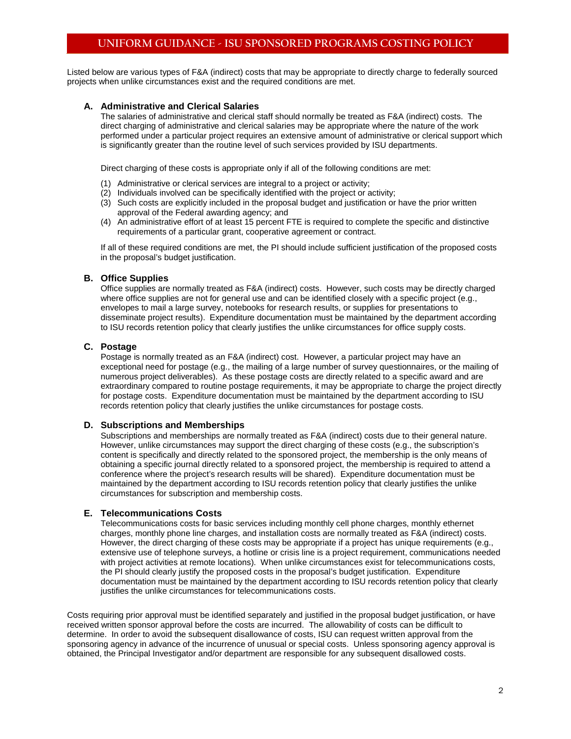Listed below are various types of F&A (indirect) costs that may be appropriate to directly charge to federally sourced projects when unlike circumstances exist and the required conditions are met.

### A. Administrative and Clerical Salaries

The salaries of administrative and clerical staff should normally be treated as F&A (indirect) costs. The direct charging of administrative and clerical salaries may be appropriate where the nature of the work performed under a particular project requires an extensive amount of administrative or clerical support which is significantly greater than the routine level of such services provided by ISU departments.

Direct charging of these costs is appropriate only if all of the following conditions are met:

(1) Administrative or clerical services are integral to a project or activity;
(2) Individuals involved can be specifically identified with the project or activity;
(3) Such costs are explicitly included in the proposal budget and justification or have the prior written approval of the Federal awarding agency; and
(4) An administrative effort of at least 15 percent FTE is required to complete the specific and distinctive requirements of a particular grant, cooperative agreement or contract.

If all of these required conditions are met, the PI should include sufficient justification of the proposed costs in the proposal's budget justification.

### B. Office Supplies

Office supplies are normally treated as F&A (indirect) costs. However, such costs may be directly charged where office supplies are not for general use and can be identified closely with a specific project (e.g., envelopes to mail a large survey, notebooks for research results, or supplies for presentations to disseminate project results). Expenditure documentation must be maintained by the department according to ISU records retention policy that clearly justifies the unlike circumstances for office supply costs.

### C. Postage

Postage is normally treated as an F&A (indirect) cost. However, a particular project may have an exceptional need for postage (e.g., the mailing of a large number of survey questionnaires, or the mailing of numerous project deliverables). As these postage costs are directly related to a specific award and are extraordinary compared to routine postage requirements, it may be appropriate to charge the project directly for postage costs. Expenditure documentation must be maintained by the department according to ISU records retention policy that clearly justifies the unlike circumstances for postage costs.

### D. Subscriptions and Memberships

Subscriptions and memberships are normally treated as F&A (indirect) costs due to their general nature. However, unlike circumstances may support the direct charging of these costs (e.g., the subscription's content is specifically and directly related to the sponsored project, the membership is the only means of obtaining a specific journal directly related to a sponsored project, the membership is required to attend a conference where the project's research results will be shared). Expenditure documentation must be maintained by the department according to ISU records retention policy that clearly justifies the unlike circumstances for subscription and membership costs.

### E. Telecommunications Costs

Telecommunications costs for basic services including monthly cell phone charges, monthly ethernet charges, monthly phone line charges, and installation costs are normally treated as F&A (indirect) costs. However, the direct charging of these costs may be appropriate if a project has unique requirements (e.g., extensive use of telephone surveys, a hotline or crisis line is a project requirement, communications needed with project activities at remote locations). When unlike circumstances exist for telecommunications costs, the PI should clearly justify the proposed costs in the proposal's budget justification. Expenditure documentation must be maintained by the department according to ISU records retention policy that clearly justifies the unlike circumstances for telecommunications costs.

Costs requiring prior approval must be identified separately and justified in the proposal budget justification, or have received written sponsor approval before the costs are incurred. The allowability of costs can be difficult to determine. In order to avoid the subsequent disallowance of costs, ISU can request written approval from the sponsoring agency in advance of the incurrence of unusual or special costs. Unless sponsoring agency approval is obtained, the Principal Investigator and/or department are responsible for any subsequent disallowed costs.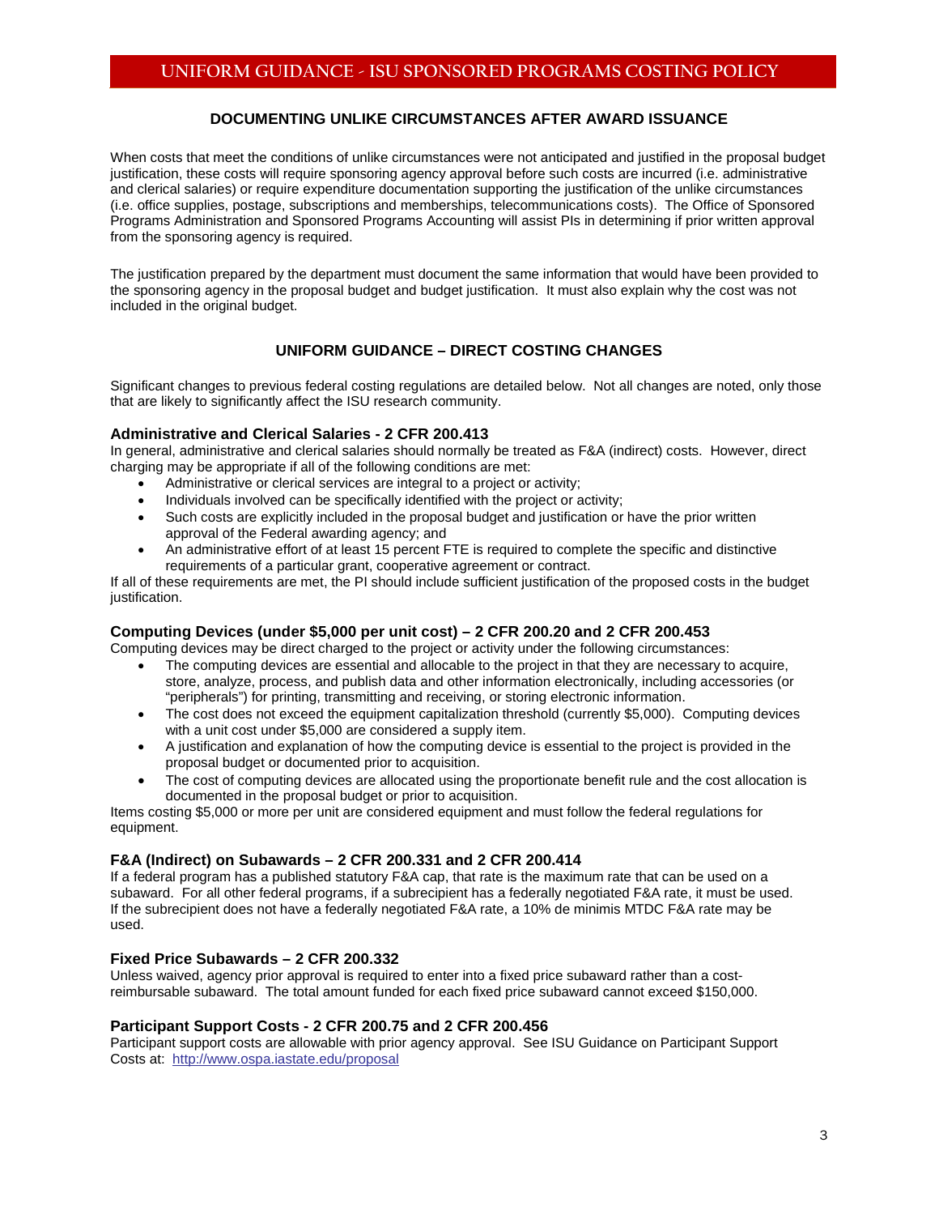## DOCUMENTING UNLIKE CIRCUMSTANCES AFTER AWARD ISSUANCE

When costs that meet the conditions of unlike circumstances were not anticipated and justified in the proposal budget justification, these costs will require sponsoring agency approval before such costs are incurred (i.e. administrative and clerical salaries) or require expenditure documentation supporting the justification of the unlike circumstances (i.e. office supplies, postage, subscriptions and memberships, telecommunications costs). The Office of Sponsored Programs Administration and Sponsored Programs Accounting will assist PIs in determining if prior written approval from the sponsoring agency is required.

The justification prepared by the department must document the same information that would have been provided to the sponsoring agency in the proposal budget and budget justification. It must also explain why the cost was not included in the original budget.

## UNIFORM GUIDANCE – DIRECT COSTING CHANGES

Significant changes to previous federal costing regulations are detailed below. Not all changes are noted, only those that are likely to significantly affect the ISU research community.

### Administrative and Clerical Salaries - 2 CFR 200.413

In general, administrative and clerical salaries should normally be treated as F&A (indirect) costs. However, direct charging may be appropriate if all of the following conditions are met:

- Administrative or clerical services are integral to a project or activity;
- Individuals involved can be specifically identified with the project or activity;
- Such costs are explicitly included in the proposal budget and justification or have the prior written approval of the Federal awarding agency; and
- An administrative effort of at least 15 percent FTE is required to complete the specific and distinctive requirements of a particular grant, cooperative agreement or contract.

If all of these requirements are met, the PI should include sufficient justification of the proposed costs in the budget justification.

### Computing Devices (under $5,000 per unit cost) – 2 CFR 200.20 and 2 CFR 200.453

Computing devices may be direct charged to the project or activity under the following circumstances:

- The computing devices are essential and allocable to the project in that they are necessary to acquire, store, analyze, process, and publish data and other information electronically, including accessories (or "peripherals") for printing, transmitting and receiving, or storing electronic information.
- The cost does not exceed the equipment capitalization threshold (currently $5,000). Computing devices with a unit cost under $5,000 are considered a supply item.
- A justification and explanation of how the computing device is essential to the project is provided in the proposal budget or documented prior to acquisition.
- The cost of computing devices are allocated using the proportionate benefit rule and the cost allocation is documented in the proposal budget or prior to acquisition.

Items costing $5,000 or more per unit are considered equipment and must follow the federal regulations for equipment.

### F&A (Indirect) on Subawards – 2 CFR 200.331 and 2 CFR 200.414

If a federal program has a published statutory F&A cap, that rate is the maximum rate that can be used on a subaward. For all other federal programs, if a subrecipient has a federally negotiated F&A rate, it must be used. If the subrecipient does not have a federally negotiated F&A rate, a 10% de minimis MTDC F&A rate may be used.

### Fixed Price Subawards – 2 CFR 200.332

Unless waived, agency prior approval is required to enter into a fixed price subaward rather than a cost-reimbursable subaward. The total amount funded for each fixed price subaward cannot exceed $150,000.

### Participant Support Costs - 2 CFR 200.75 and 2 CFR 200.456

Participant support costs are allowable with prior agency approval. See ISU Guidance on Participant Support Costs at: [http://www.ospa.iastate.edu/proposal](http://www.ospa.iastate.edu/proposal)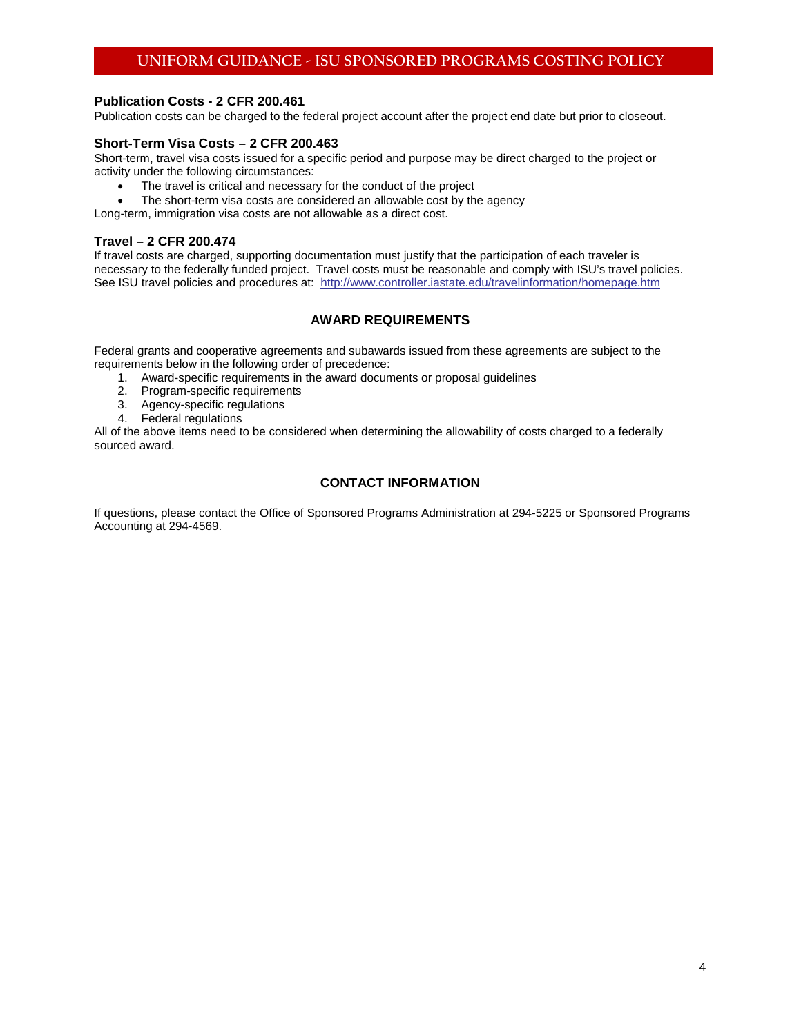### Publication Costs - 2 CFR 200.461

Publication costs can be charged to the federal project account after the project end date but prior to closeout.

### Short-Term Visa Costs – 2 CFR 200.463

Short-term, travel visa costs issued for a specific period and purpose may be direct charged to the project or activity under the following circumstances:

- The travel is critical and necessary for the conduct of the project
- The short-term visa costs are considered an allowable cost by the agency

Long-term, immigration visa costs are not allowable as a direct cost.

### Travel – 2 CFR 200.474

If travel costs are charged, supporting documentation must justify that the participation of each traveler is necessary to the federally funded project. Travel costs must be reasonable and comply with ISU's travel policies. See ISU travel policies and procedures at: http://www.controller.iastate.edu/travelinformation/homepage.htm

## AWARD REQUIREMENTS

Federal grants and cooperative agreements and subawards issued from these agreements are subject to the requirements below in the following order of precedence:

1. Award-specific requirements in the award documents or proposal guidelines
2. Program-specific requirements
3. Agency-specific regulations
4. Federal regulations

All of the above items need to be considered when determining the allowability of costs charged to a federally sourced award.

## CONTACT INFORMATION

If questions, please contact the Office of Sponsored Programs Administration at 294-5225 or Sponsored Programs Accounting at 294-4569.